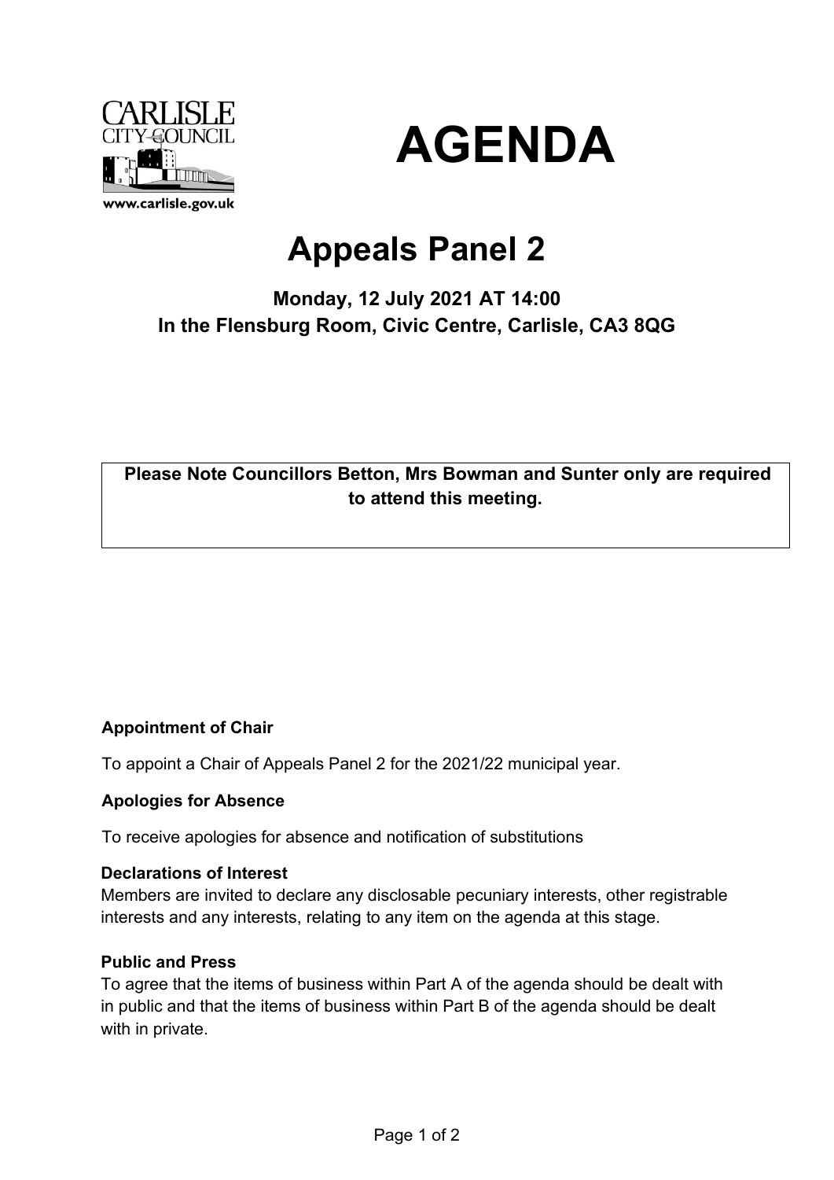CARLISLE
CITY COUNCIL
www.carlisle.gov.uk

# AGENDA

## Appeals Panel 2

### Monday, 12 July 2021 AT 14:00
### In the Flensburg Room, Civic Centre, Carlisle, CA3 8QG

**Please Note Councillors Betton, Mrs Bowman and Sunter only are required to attend this meeting.**

**Appointment of Chair**

To appoint a Chair of Appeals Panel 2 for the 2021/22 municipal year.

**Apologies for Absence**

To receive apologies for absence and notification of substitutions

**Declarations of Interest**

Members are invited to declare any disclosable pecuniary interests, other registrable interests and any interests, relating to any item on the agenda at this stage.

**Public and Press**

To agree that the items of business within Part A of the agenda should be dealt with in public and that the items of business within Part B of the agenda should be dealt with in private.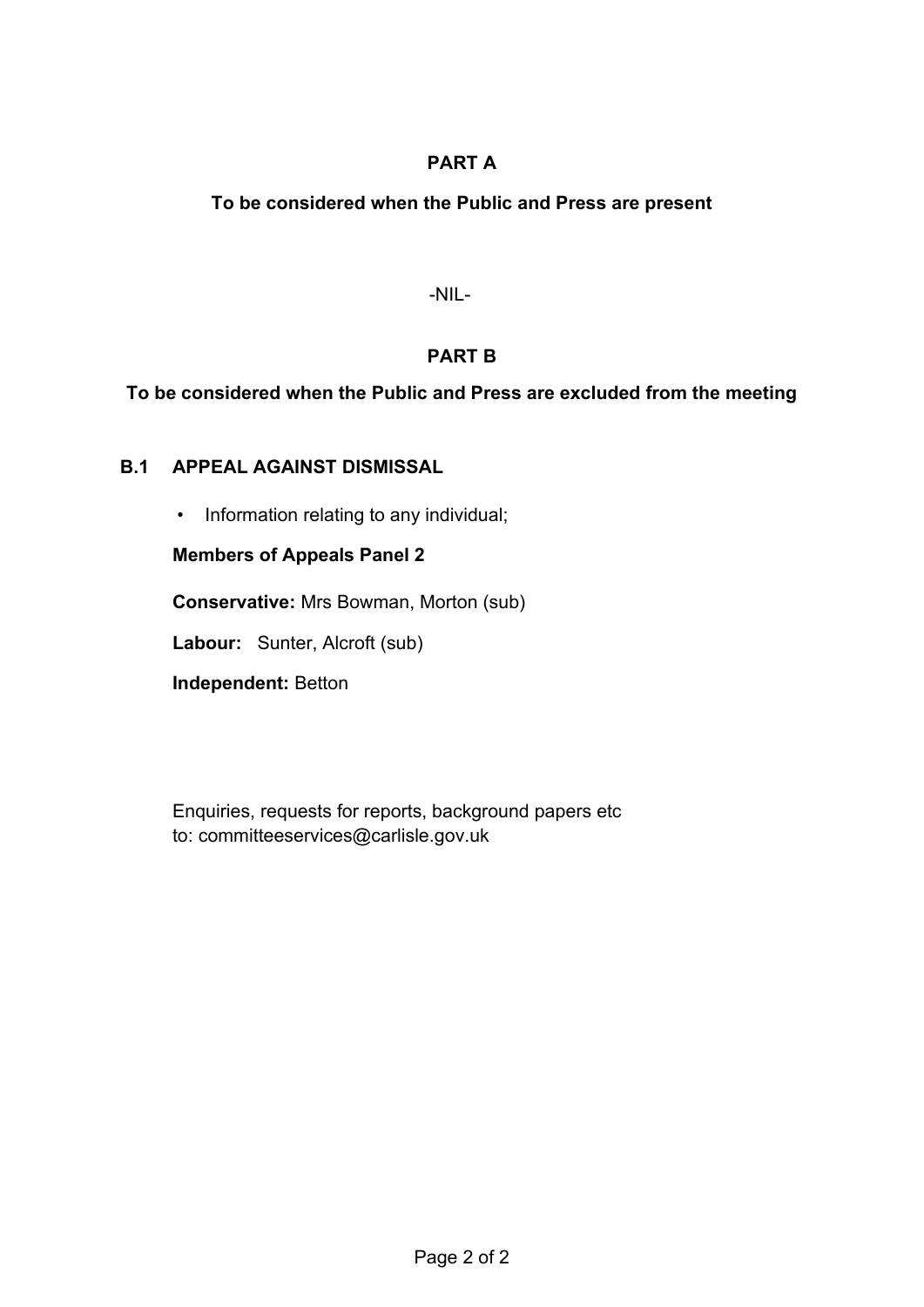## PART A

**To be considered when the Public and Press are present**

-NIL-

## PART B

**To be considered when the Public and Press are excluded from the meeting**

### B.1 APPEAL AGAINST DISMISSAL

- Information relating to any individual;

**Members of Appeals Panel 2**

**Conservative:** Mrs Bowman, Morton (sub)

**Labour:** Sunter, Alcroft (sub)

**Independent:** Betton

Enquiries, requests for reports, background papers etc to: committeeservices@carlisle.gov.uk